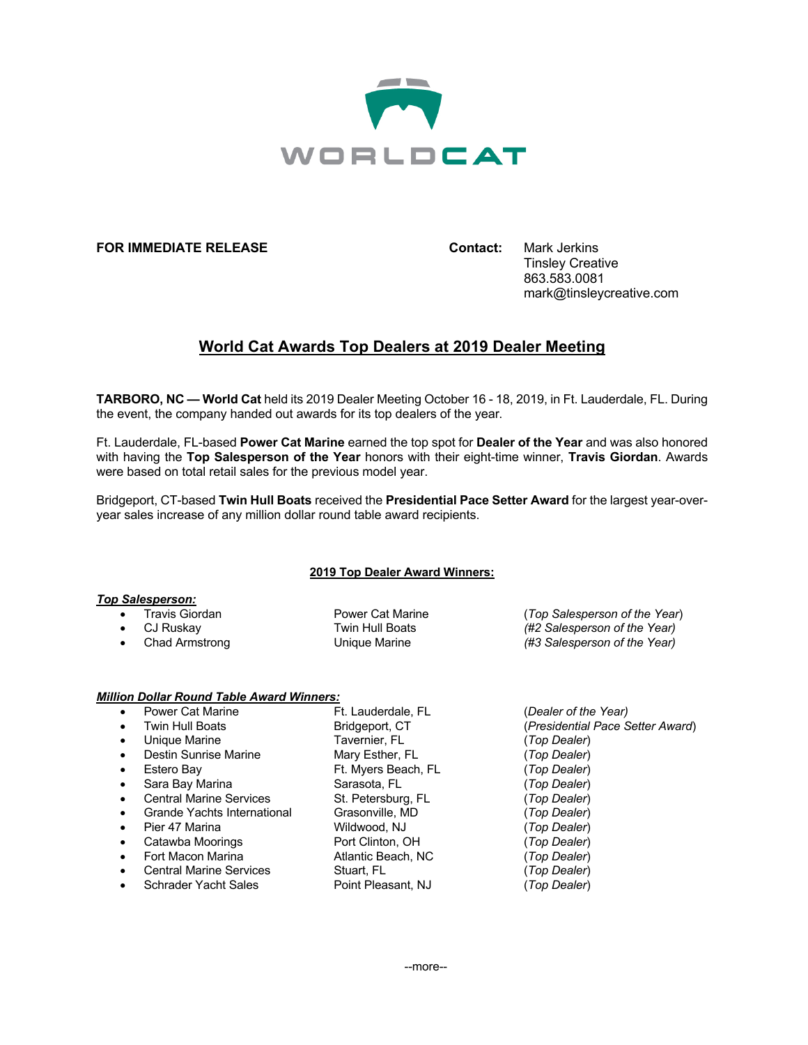WORLDCAT

**FOR IMMEDIATE RELEASE**

**Contact:** Mark Jerkins
Tinsley Creative
863.583.0081
mark@tinsleycreative.com

# World Cat Awards Top Dealers at 2019 Dealer Meeting

**TARBORO, NC — World Cat** held its 2019 Dealer Meeting October 16 - 18, 2019, in Ft. Lauderdale, FL. During the event, the company handed out awards for its top dealers of the year.

Ft. Lauderdale, FL-based **Power Cat Marine** earned the top spot for **Dealer of the Year** and was also honored with having the **Top Salesperson of the Year** honors with their eight-time winner, **Travis Giordan**. Awards were based on total retail sales for the previous model year.

Bridgeport, CT-based **Twin Hull Boats** received the **Presidential Pace Setter Award** for the largest year-over-year sales increase of any million dollar round table award recipients.

## 2019 Top Dealer Award Winners:

***Top Salesperson:***

- Travis Giordan — Power Cat Marine — (*Top Salesperson of the Year*)
- CJ Ruskay — Twin Hull Boats — *(#2 Salesperson of the Year)*
- Chad Armstrong — Unique Marine — *(#3 Salesperson of the Year)*

***Million Dollar Round Table Award Winners:***

- Power Cat Marine — Ft. Lauderdale, FL — (*Dealer of the Year)*
- Twin Hull Boats — Bridgeport, CT — (*Presidential Pace Setter Award*)
- Unique Marine — Tavernier, FL — (*Top Dealer*)
- Destin Sunrise Marine — Mary Esther, FL — (*Top Dealer*)
- Estero Bay — Ft. Myers Beach, FL — (*Top Dealer*)
- Sara Bay Marina — Sarasota, FL — (*Top Dealer*)
- Central Marine Services — St. Petersburg, FL — (*Top Dealer*)
- Grande Yachts International — Grasonville, MD — (*Top Dealer*)
- Pier 47 Marina — Wildwood, NJ — (*Top Dealer*)
- Catawba Moorings — Port Clinton, OH — (*Top Dealer*)
- Fort Macon Marina — Atlantic Beach, NC — (*Top Dealer*)
- Central Marine Services — Stuart, FL — (*Top Dealer*)
- Schrader Yacht Sales — Point Pleasant, NJ — (*Top Dealer*)

--more--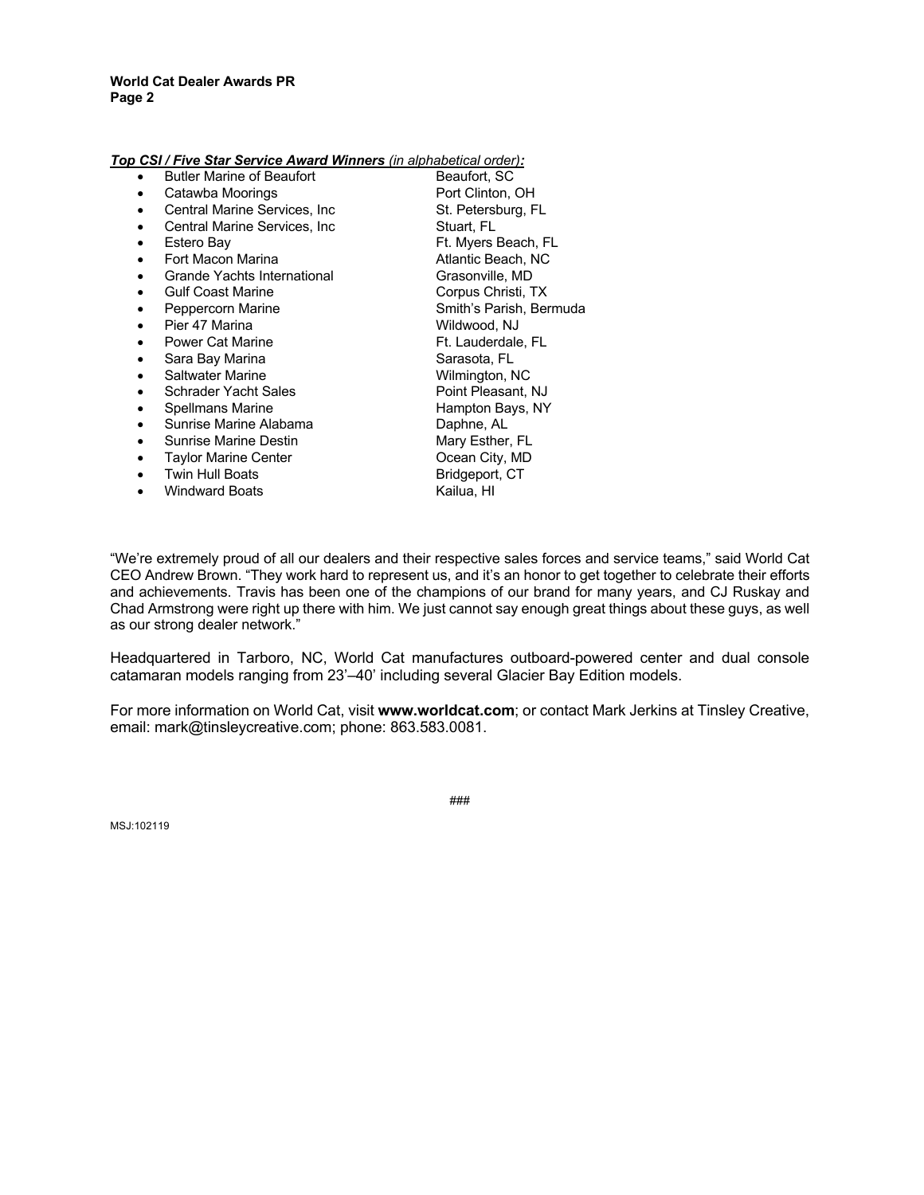***Top CSI / Five Star Service Award Winners** (in alphabetical order)**:***

- Butler Marine of Beaufort — Beaufort, SC
- Catawba Moorings — Port Clinton, OH
- Central Marine Services, Inc — St. Petersburg, FL
- Central Marine Services, Inc — Stuart, FL
- Estero Bay — Ft. Myers Beach, FL
- Fort Macon Marina — Atlantic Beach, NC
- Grande Yachts International — Grasonville, MD
- Gulf Coast Marine — Corpus Christi, TX
- Peppercorn Marine — Smith's Parish, Bermuda
- Pier 47 Marina — Wildwood, NJ
- Power Cat Marine — Ft. Lauderdale, FL
- Sara Bay Marina — Sarasota, FL
- Saltwater Marine — Wilmington, NC
- Schrader Yacht Sales — Point Pleasant, NJ
- Spellmans Marine — Hampton Bays, NY
- Sunrise Marine Alabama — Daphne, AL
- Sunrise Marine Destin — Mary Esther, FL
- Taylor Marine Center — Ocean City, MD
- Twin Hull Boats — Bridgeport, CT
- Windward Boats — Kailua, HI

"We're extremely proud of all our dealers and their respective sales forces and service teams," said World Cat CEO Andrew Brown. "They work hard to represent us, and it's an honor to get together to celebrate their efforts and achievements. Travis has been one of the champions of our brand for many years, and CJ Ruskay and Chad Armstrong were right up there with him. We just cannot say enough great things about these guys, as well as our strong dealer network."

Headquartered in Tarboro, NC, World Cat manufactures outboard-powered center and dual console catamaran models ranging from 23'–40' including several Glacier Bay Edition models.

For more information on World Cat, visit **www.worldcat.com**; or contact Mark Jerkins at Tinsley Creative, email: mark@tinsleycreative.com; phone: 863.583.0081.

###

MSJ:102119